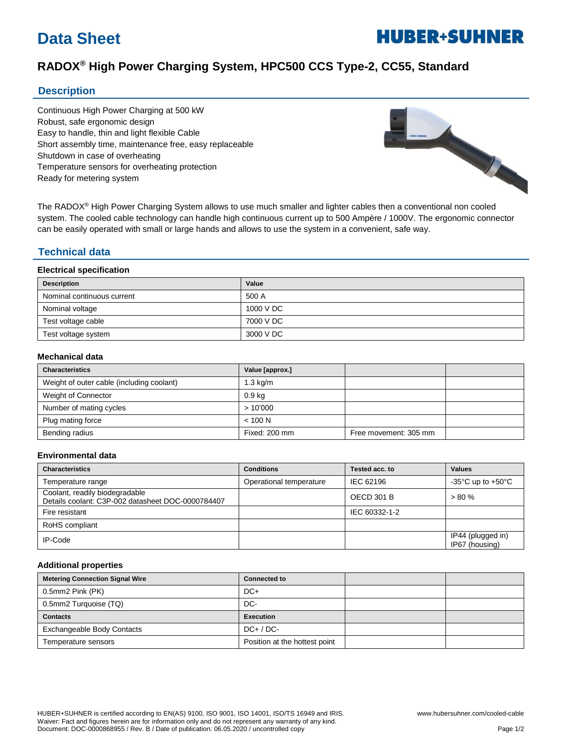# Data Sheet

HUBER+SUHNER

## RADOX® High Power Charging System, HPC500 CCS Type-2, CC55, Standard

## Description

Continuous High Power Charging at 500 kW
Robust, safe ergonomic design
Easy to handle, thin and light flexible Cable
Short assembly time, maintenance free, easy replaceable
Shutdown in case of overheating
Temperature sensors for overheating protection
Ready for metering system

The RADOX® High Power Charging System allows to use much smaller and lighter cables then a conventional non cooled system. The cooled cable technology can handle high continuous current up to 500 Ampère / 1000V. The ergonomic connector can be easily operated with small or large hands and allows to use the system in a convenient, safe way.

## Technical data

### Electrical specification

| Description | Value |
| --- | --- |
| Nominal continuous current | 500 A |
| Nominal voltage | 1000 V DC |
| Test voltage cable | 7000 V DC |
| Test voltage system | 3000 V DC |

### Mechanical data

| Characteristics | Value [approx.] | | |
| --- | --- | --- | --- |
| Weight of outer cable (including coolant) | 1.3 kg/m | | |
| Weight of Connector | 0.9 kg | | |
| Number of mating cycles | > 10'000 | | |
| Plug mating force | < 100 N | | |
| Bending radius | Fixed: 200 mm | Free movement: 305 mm | |

### Environmental data

| Characteristics | Conditions | Tested acc. to | Values |
| --- | --- | --- | --- |
| Temperature range | Operational temperature | IEC 62196 | -35°C up to +50°C |
| Coolant, readily biodegradable<br>Details coolant: C3P-002 datasheet DOC-0000784407 | | OECD 301 B | > 80 % |
| Fire resistant | | IEC 60332-1-2 | |
| RoHS compliant | | | |
| IP-Code | | | IP44 (plugged in)<br>IP67 (housing) |

### Additional properties

| Metering Connection Signal Wire | Connected to | | |
| --- | --- | --- | --- |
| 0.5mm2 Pink (PK) | DC+ | | |
| 0.5mm2 Turquoise (TQ) | DC- | | |
| **Contacts** | **Execution** | | |
| Exchangeable Body Contacts | DC+ / DC- | | |
| Temperature sensors | Position at the hottest point | | |

HUBER+SUHNER is certified according to EN(AS) 9100, ISO 9001, ISO 14001, ISO/TS 16949 and IRIS.
Waiver: Fact and figures herein are for information only and do not represent any warranty of any kind.
Document: DOC-0000868955 / Rev. B / Date of publication: 06.05.2020 / uncontrolled copy

www.hubersuhner.com/cooled-cable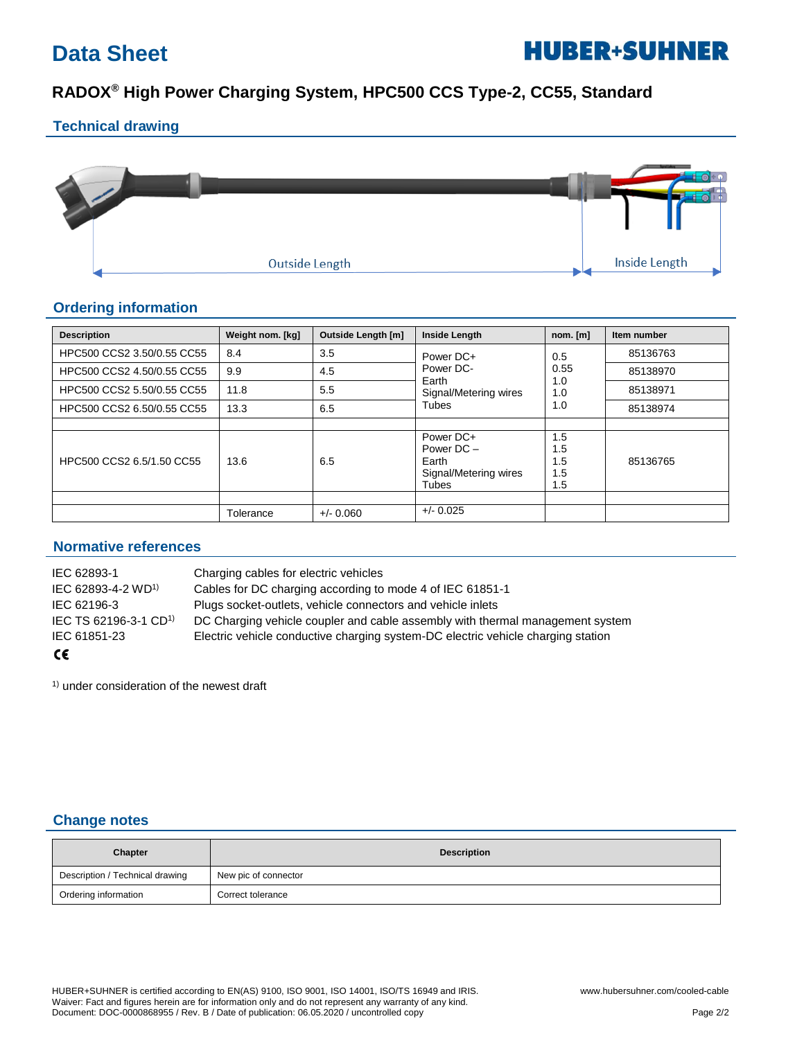# Data Sheet

HUBER+SUHNER

## RADOX® High Power Charging System, HPC500 CCS Type-2, CC55, Standard

### Technical drawing

Outside Length

Inside Length

### Ordering information

| Description | Weight nom. [kg] | Outside Length [m] | Inside Length | nom. [m] | Item number |
|---|---|---|---|---|---|
| HPC500 CCS2 3.50/0.55 CC55 | 8.4 | 3.5 | Power DC+<br>Power DC-<br>Earth<br>Signal/Metering wires<br>Tubes | 0.5<br>0.55<br>1.0<br>1.0<br>1.0 | 85136763 |
| HPC500 CCS2 4.50/0.55 CC55 | 9.9 | 4.5 | | | 85138970 |
| HPC500 CCS2 5.50/0.55 CC55 | 11.8 | 5.5 | | | 85138971 |
| HPC500 CCS2 6.50/0.55 CC55 | 13.3 | 6.5 | | | 85138974 |
| | | | | | |
| HPC500 CCS2 6.5/1.50 CC55 | 13.6 | 6.5 | Power DC+<br>Power DC –<br>Earth<br>Signal/Metering wires<br>Tubes | 1.5<br>1.5<br>1.5<br>1.5<br>1.5 | 85136765 |
| | | | | | |
| | Tolerance | +/- 0.060 | +/- 0.025 | | |

### Normative references

| | |
|---|---|
| IEC 62893-1 | Charging cables for electric vehicles |
| IEC 62893-4-2 WD[1)] | Cables for DC charging according to mode 4 of IEC 61851-1 |
| IEC 62196-3 | Plugs socket-outlets, vehicle connectors and vehicle inlets |
| IEC TS 62196-3-1 CD[1)] | DC Charging vehicle coupler and cable assembly with thermal management system |
| IEC 61851-23 | Electric vehicle conductive charging system-DC electric vehicle charging station |

CE

[1)] under consideration of the newest draft

### Change notes

| Chapter | Description |
|---|---|
| Description / Technical drawing | New pic of connector |
| Ordering information | Correct tolerance |

HUBER+SUHNER is certified according to EN(AS) 9100, ISO 9001, ISO 14001, ISO/TS 16949 and IRIS.
Waiver: Fact and figures herein are for information only and do not represent any warranty of any kind.
Document: DOC-0000868955 / Rev. B / Date of publication: 06.05.2020 / uncontrolled copy

www.hubersuhner.com/cooled-cable